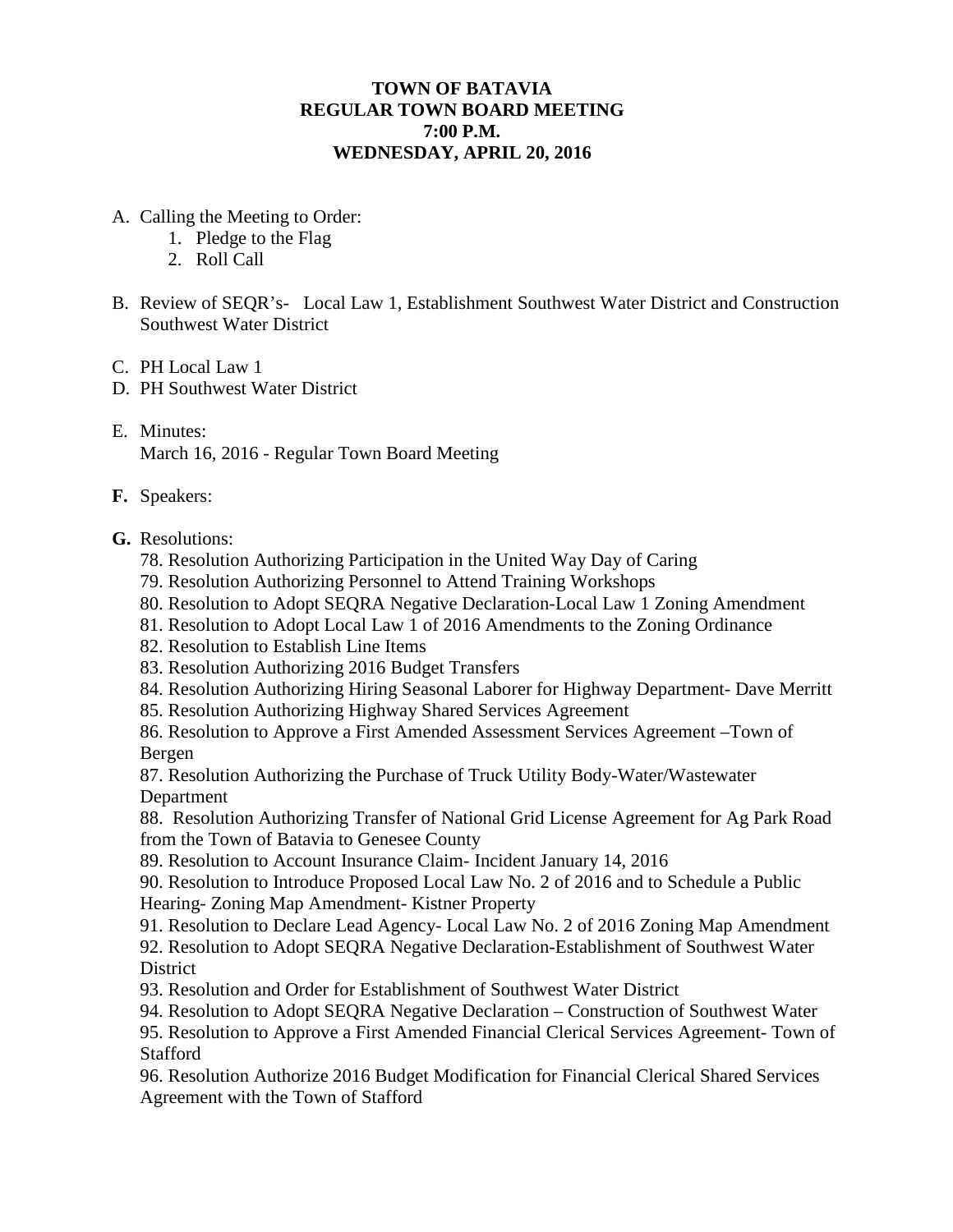# TOWN OF BATAVIA
## REGULAR TOWN BOARD MEETING
## 7:00 P.M.
## WEDNESDAY, APRIL 20, 2016

A. Calling the Meeting to Order:
   1. Pledge to the Flag
   2. Roll Call

B. Review of SEQR's- Local Law 1, Establishment Southwest Water District and Construction Southwest Water District

C. PH Local Law 1

D. PH Southwest Water District

E. Minutes:
   March 16, 2016 - Regular Town Board Meeting

**F.** Speakers:

**G.** Resolutions:

78. Resolution Authorizing Participation in the United Way Day of Caring
79. Resolution Authorizing Personnel to Attend Training Workshops
80. Resolution to Adopt SEQRA Negative Declaration-Local Law 1 Zoning Amendment
81. Resolution to Adopt Local Law 1 of 2016 Amendments to the Zoning Ordinance
82. Resolution to Establish Line Items
83. Resolution Authorizing 2016 Budget Transfers
84. Resolution Authorizing Hiring Seasonal Laborer for Highway Department- Dave Merritt
85. Resolution Authorizing Highway Shared Services Agreement
86. Resolution to Approve a First Amended Assessment Services Agreement –Town of Bergen
87. Resolution Authorizing the Purchase of Truck Utility Body-Water/Wastewater Department
88. Resolution Authorizing Transfer of National Grid License Agreement for Ag Park Road from the Town of Batavia to Genesee County
89. Resolution to Account Insurance Claim- Incident January 14, 2016
90. Resolution to Introduce Proposed Local Law No. 2 of 2016 and to Schedule a Public Hearing- Zoning Map Amendment- Kistner Property
91. Resolution to Declare Lead Agency- Local Law No. 2 of 2016 Zoning Map Amendment
92. Resolution to Adopt SEQRA Negative Declaration-Establishment of Southwest Water District
93. Resolution and Order for Establishment of Southwest Water District
94. Resolution to Adopt SEQRA Negative Declaration – Construction of Southwest Water
95. Resolution to Approve a First Amended Financial Clerical Services Agreement- Town of Stafford
96. Resolution Authorize 2016 Budget Modification for Financial Clerical Shared Services Agreement with the Town of Stafford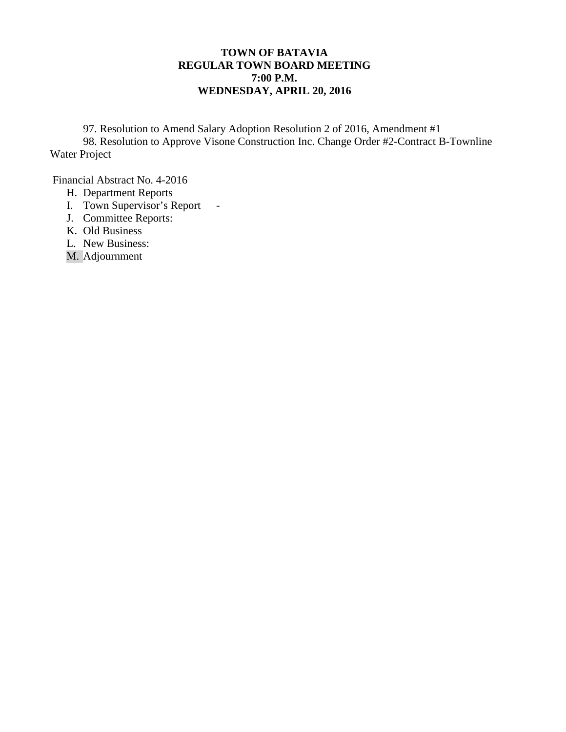**TOWN OF BATAVIA**
**REGULAR TOWN BOARD MEETING**
**7:00 P.M.**
**WEDNESDAY, APRIL 20, 2016**

97. Resolution to Amend Salary Adoption Resolution 2 of 2016, Amendment #1

98. Resolution to Approve Visone Construction Inc. Change Order #2-Contract B-Townline Water Project

Financial Abstract No. 4-2016

H. Department Reports
I. Town Supervisor's Report -
J. Committee Reports:
K. Old Business
L. New Business:
M. Adjournment